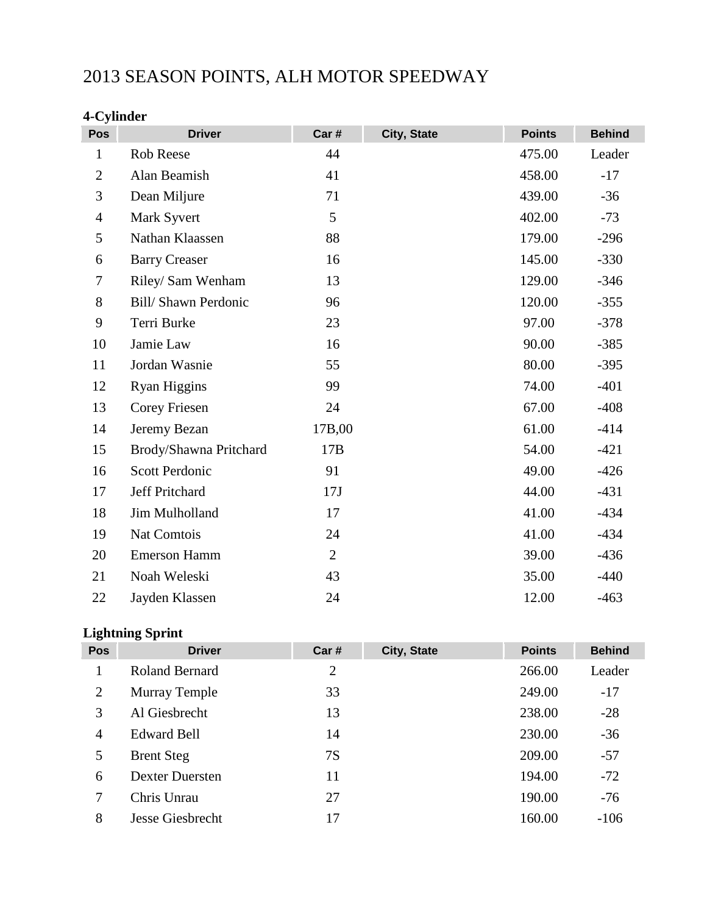# 2013 SEASON POINTS, ALH MOTOR SPEEDWAY

### 4-Cylinder

| Pos | Driver | Car # | City, State | Points | Behind |
|---|---|---|---|---|---|
| 1 | Rob Reese | 44 | | 475.00 | Leader |
| 2 | Alan Beamish | 41 | | 458.00 | -17 |
| 3 | Dean Miljure | 71 | | 439.00 | -36 |
| 4 | Mark Syvert | 5 | | 402.00 | -73 |
| 5 | Nathan Klaassen | 88 | | 179.00 | -296 |
| 6 | Barry Creaser | 16 | | 145.00 | -330 |
| 7 | Riley/ Sam Wenham | 13 | | 129.00 | -346 |
| 8 | Bill/ Shawn Perdonic | 96 | | 120.00 | -355 |
| 9 | Terri Burke | 23 | | 97.00 | -378 |
| 10 | Jamie Law | 16 | | 90.00 | -385 |
| 11 | Jordan Wasnie | 55 | | 80.00 | -395 |
| 12 | Ryan Higgins | 99 | | 74.00 | -401 |
| 13 | Corey Friesen | 24 | | 67.00 | -408 |
| 14 | Jeremy Bezan | 17B,00 | | 61.00 | -414 |
| 15 | Brody/Shawna Pritchard | 17B | | 54.00 | -421 |
| 16 | Scott Perdonic | 91 | | 49.00 | -426 |
| 17 | Jeff Pritchard | 17J | | 44.00 | -431 |
| 18 | Jim Mulholland | 17 | | 41.00 | -434 |
| 19 | Nat Comtois | 24 | | 41.00 | -434 |
| 20 | Emerson Hamm | 2 | | 39.00 | -436 |
| 21 | Noah Weleski | 43 | | 35.00 | -440 |
| 22 | Jayden Klassen | 24 | | 12.00 | -463 |

### Lightning Sprint

| Pos | Driver | Car # | City, State | Points | Behind |
|---|---|---|---|---|---|
| 1 | Roland Bernard | 2 | | 266.00 | Leader |
| 2 | Murray Temple | 33 | | 249.00 | -17 |
| 3 | Al Giesbrecht | 13 | | 238.00 | -28 |
| 4 | Edward Bell | 14 | | 230.00 | -36 |
| 5 | Brent Steg | 7S | | 209.00 | -57 |
| 6 | Dexter Duersten | 11 | | 194.00 | -72 |
| 7 | Chris Unrau | 27 | | 190.00 | -76 |
| 8 | Jesse Giesbrecht | 17 | | 160.00 | -106 |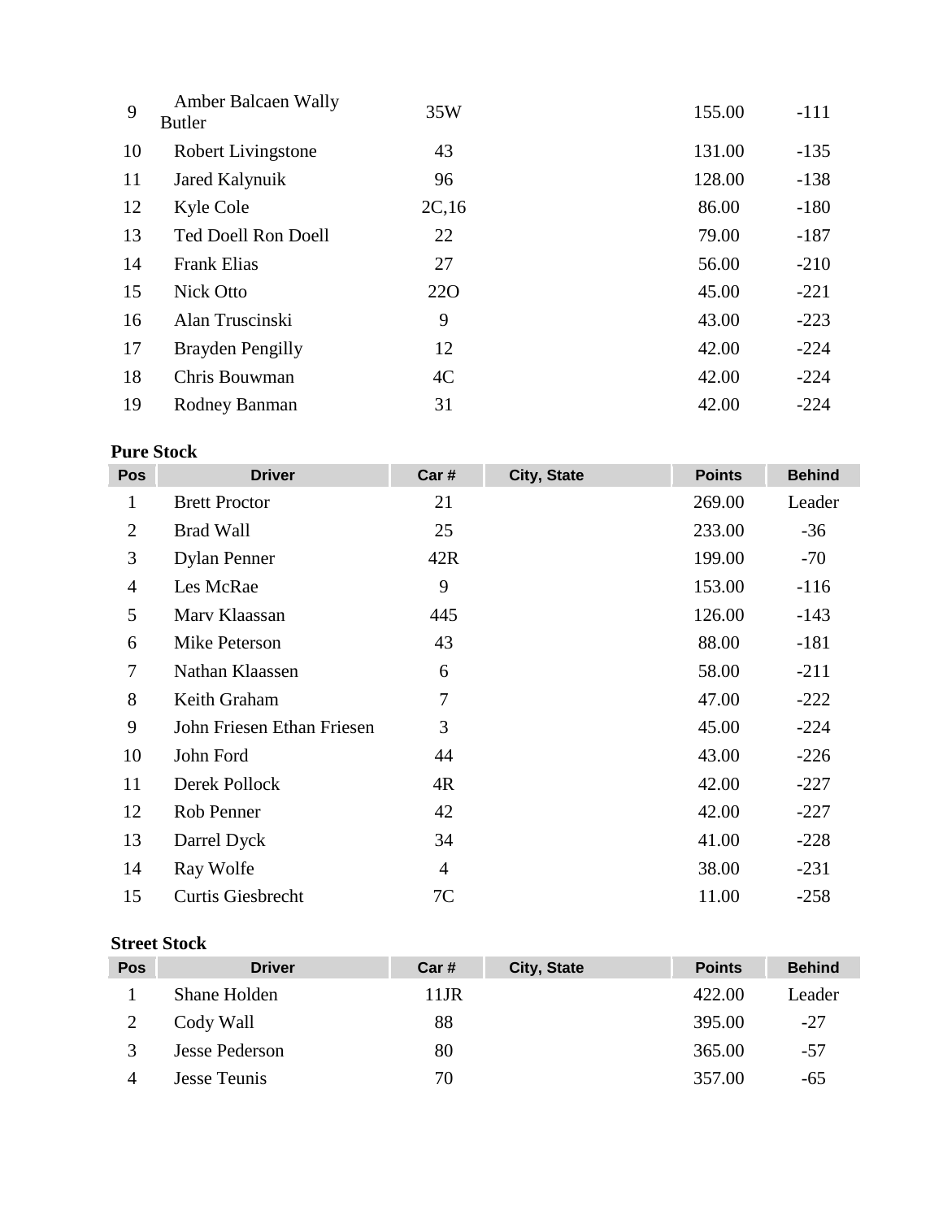| Pos | Driver | Car # | City, State | Points | Behind |
|---|---|---|---|---|---|
| 9 | Amber Balcaen Wally Butler | 35W | | 155.00 | -111 |
| 10 | Robert Livingstone | 43 | | 131.00 | -135 |
| 11 | Jared Kalynuik | 96 | | 128.00 | -138 |
| 12 | Kyle Cole | 2C,16 | | 86.00 | -180 |
| 13 | Ted Doell Ron Doell | 22 | | 79.00 | -187 |
| 14 | Frank Elias | 27 | | 56.00 | -210 |
| 15 | Nick Otto | 22O | | 45.00 | -221 |
| 16 | Alan Truscinski | 9 | | 43.00 | -223 |
| 17 | Brayden Pengilly | 12 | | 42.00 | -224 |
| 18 | Chris Bouwman | 4C | | 42.00 | -224 |
| 19 | Rodney Banman | 31 | | 42.00 | -224 |

**Pure Stock**

| Pos | Driver | Car # | City, State | Points | Behind |
|---|---|---|---|---|---|
| 1 | Brett Proctor | 21 | | 269.00 | Leader |
| 2 | Brad Wall | 25 | | 233.00 | -36 |
| 3 | Dylan Penner | 42R | | 199.00 | -70 |
| 4 | Les McRae | 9 | | 153.00 | -116 |
| 5 | Marv Klaassan | 445 | | 126.00 | -143 |
| 6 | Mike Peterson | 43 | | 88.00 | -181 |
| 7 | Nathan Klaassen | 6 | | 58.00 | -211 |
| 8 | Keith Graham | 7 | | 47.00 | -222 |
| 9 | John Friesen Ethan Friesen | 3 | | 45.00 | -224 |
| 10 | John Ford | 44 | | 43.00 | -226 |
| 11 | Derek Pollock | 4R | | 42.00 | -227 |
| 12 | Rob Penner | 42 | | 42.00 | -227 |
| 13 | Darrel Dyck | 34 | | 41.00 | -228 |
| 14 | Ray Wolfe | 4 | | 38.00 | -231 |
| 15 | Curtis Giesbrecht | 7C | | 11.00 | -258 |

**Street Stock**

| Pos | Driver | Car # | City, State | Points | Behind |
|---|---|---|---|---|---|
| 1 | Shane Holden | 11JR | | 422.00 | Leader |
| 2 | Cody Wall | 88 | | 395.00 | -27 |
| 3 | Jesse Pederson | 80 | | 365.00 | -57 |
| 4 | Jesse Teunis | 70 | | 357.00 | -65 |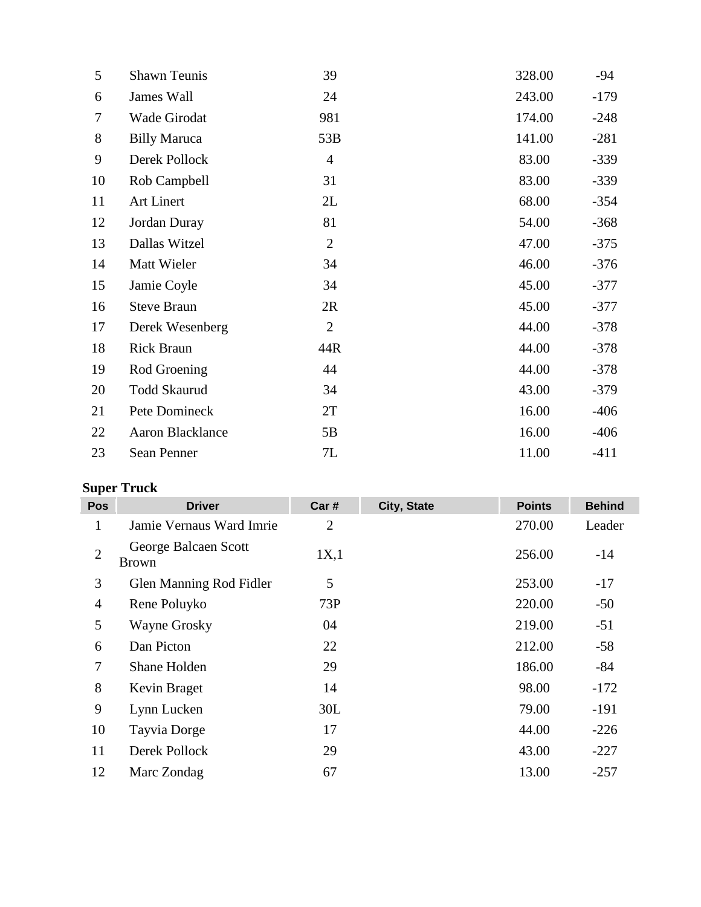| Pos | Driver | Car # | City, State | Points | Behind |
|---|---|---|---|---|---|
| 5 | Shawn Teunis | 39 | | 328.00 | -94 |
| 6 | James Wall | 24 | | 243.00 | -179 |
| 7 | Wade Girodat | 981 | | 174.00 | -248 |
| 8 | Billy Maruca | 53B | | 141.00 | -281 |
| 9 | Derek Pollock | 4 | | 83.00 | -339 |
| 10 | Rob Campbell | 31 | | 83.00 | -339 |
| 11 | Art Linert | 2L | | 68.00 | -354 |
| 12 | Jordan Duray | 81 | | 54.00 | -368 |
| 13 | Dallas Witzel | 2 | | 47.00 | -375 |
| 14 | Matt Wieler | 34 | | 46.00 | -376 |
| 15 | Jamie Coyle | 34 | | 45.00 | -377 |
| 16 | Steve Braun | 2R | | 45.00 | -377 |
| 17 | Derek Wesenberg | 2 | | 44.00 | -378 |
| 18 | Rick Braun | 44R | | 44.00 | -378 |
| 19 | Rod Groening | 44 | | 44.00 | -378 |
| 20 | Todd Skaurud | 34 | | 43.00 | -379 |
| 21 | Pete Domineck | 2T | | 16.00 | -406 |
| 22 | Aaron Blacklance | 5B | | 16.00 | -406 |
| 23 | Sean Penner | 7L | | 11.00 | -411 |

**Super Truck**

| Pos | Driver | Car # | City, State | Points | Behind |
|---|---|---|---|---|---|
| 1 | Jamie Vernaus Ward Imrie | 2 | | 270.00 | Leader |
| 2 | George Balcaen Scott Brown | 1X,1 | | 256.00 | -14 |
| 3 | Glen Manning Rod Fidler | 5 | | 253.00 | -17 |
| 4 | Rene Poluyko | 73P | | 220.00 | -50 |
| 5 | Wayne Grosky | 04 | | 219.00 | -51 |
| 6 | Dan Picton | 22 | | 212.00 | -58 |
| 7 | Shane Holden | 29 | | 186.00 | -84 |
| 8 | Kevin Braget | 14 | | 98.00 | -172 |
| 9 | Lynn Lucken | 30L | | 79.00 | -191 |
| 10 | Tayvia Dorge | 17 | | 44.00 | -226 |
| 11 | Derek Pollock | 29 | | 43.00 | -227 |
| 12 | Marc Zondag | 67 | | 13.00 | -257 |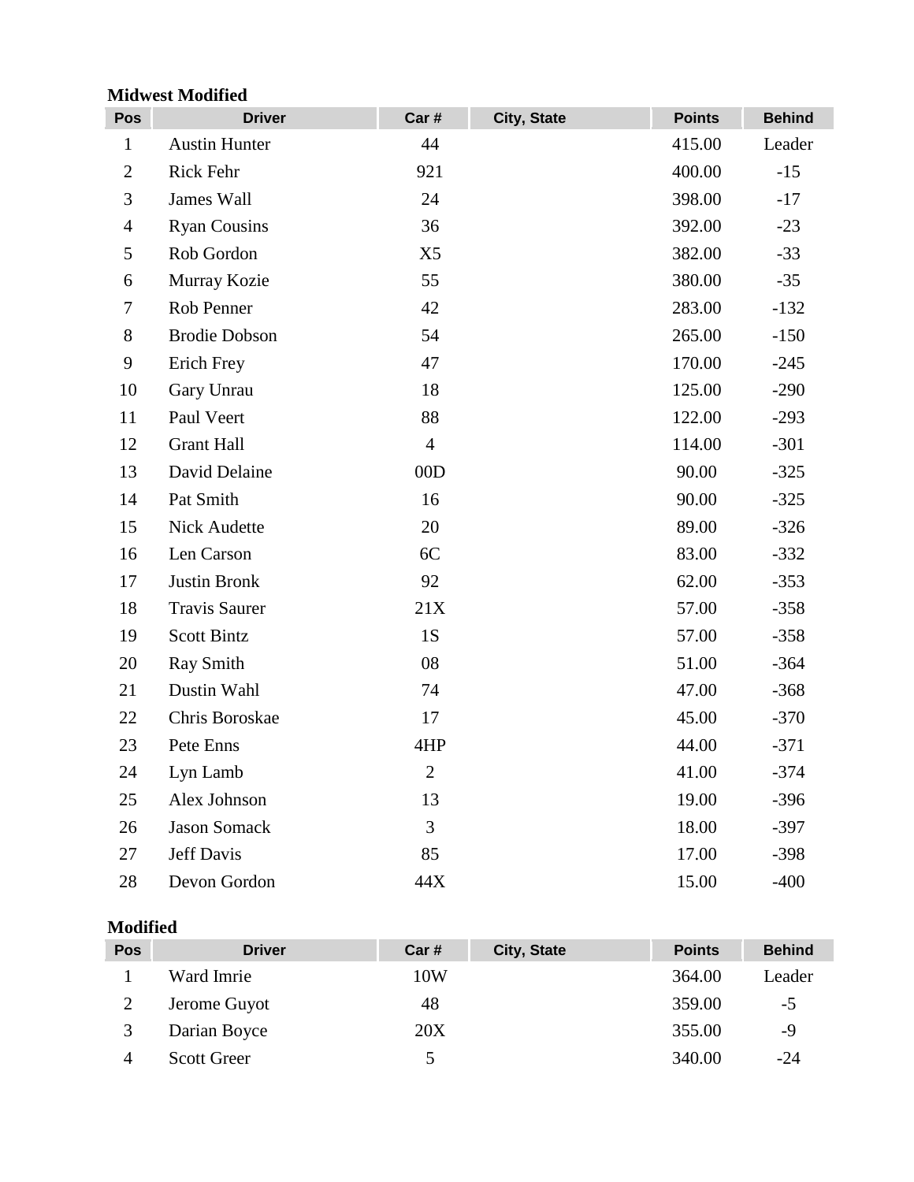**Midwest Modified**

| Pos | Driver | Car # | City, State | Points | Behind |
|---|---|---|---|---|---|
| 1 | Austin Hunter | 44 | | 415.00 | Leader |
| 2 | Rick Fehr | 921 | | 400.00 | -15 |
| 3 | James Wall | 24 | | 398.00 | -17 |
| 4 | Ryan Cousins | 36 | | 392.00 | -23 |
| 5 | Rob Gordon | X5 | | 382.00 | -33 |
| 6 | Murray Kozie | 55 | | 380.00 | -35 |
| 7 | Rob Penner | 42 | | 283.00 | -132 |
| 8 | Brodie Dobson | 54 | | 265.00 | -150 |
| 9 | Erich Frey | 47 | | 170.00 | -245 |
| 10 | Gary Unrau | 18 | | 125.00 | -290 |
| 11 | Paul Veert | 88 | | 122.00 | -293 |
| 12 | Grant Hall | 4 | | 114.00 | -301 |
| 13 | David Delaine | 00D | | 90.00 | -325 |
| 14 | Pat Smith | 16 | | 90.00 | -325 |
| 15 | Nick Audette | 20 | | 89.00 | -326 |
| 16 | Len Carson | 6C | | 83.00 | -332 |
| 17 | Justin Bronk | 92 | | 62.00 | -353 |
| 18 | Travis Saurer | 21X | | 57.00 | -358 |
| 19 | Scott Bintz | 1S | | 57.00 | -358 |
| 20 | Ray Smith | 08 | | 51.00 | -364 |
| 21 | Dustin Wahl | 74 | | 47.00 | -368 |
| 22 | Chris Boroskae | 17 | | 45.00 | -370 |
| 23 | Pete Enns | 4HP | | 44.00 | -371 |
| 24 | Lyn Lamb | 2 | | 41.00 | -374 |
| 25 | Alex Johnson | 13 | | 19.00 | -396 |
| 26 | Jason Somack | 3 | | 18.00 | -397 |
| 27 | Jeff Davis | 85 | | 17.00 | -398 |
| 28 | Devon Gordon | 44X | | 15.00 | -400 |

**Modified**

| Pos | Driver | Car # | City, State | Points | Behind |
|---|---|---|---|---|---|
| 1 | Ward Imrie | 10W | | 364.00 | Leader |
| 2 | Jerome Guyot | 48 | | 359.00 | -5 |
| 3 | Darian Boyce | 20X | | 355.00 | -9 |
| 4 | Scott Greer | 5 | | 340.00 | -24 |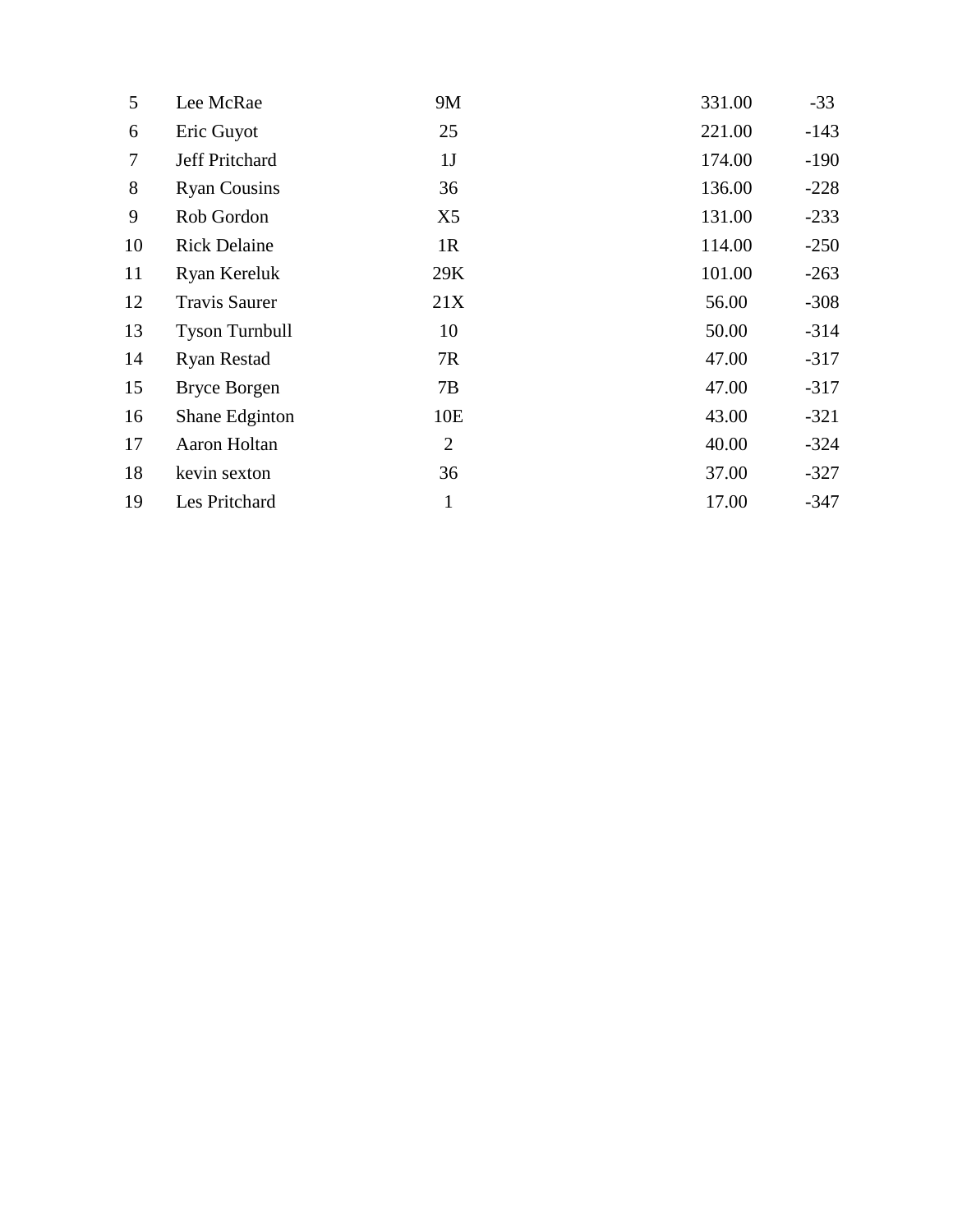| | | | | |
|---|---|---|---|---|
| 5 | Lee McRae | 9M | 331.00 | -33 |
| 6 | Eric Guyot | 25 | 221.00 | -143 |
| 7 | Jeff Pritchard | 1J | 174.00 | -190 |
| 8 | Ryan Cousins | 36 | 136.00 | -228 |
| 9 | Rob Gordon | X5 | 131.00 | -233 |
| 10 | Rick Delaine | 1R | 114.00 | -250 |
| 11 | Ryan Kereluk | 29K | 101.00 | -263 |
| 12 | Travis Saurer | 21X | 56.00 | -308 |
| 13 | Tyson Turnbull | 10 | 50.00 | -314 |
| 14 | Ryan Restad | 7R | 47.00 | -317 |
| 15 | Bryce Borgen | 7B | 47.00 | -317 |
| 16 | Shane Edginton | 10E | 43.00 | -321 |
| 17 | Aaron Holtan | 2 | 40.00 | -324 |
| 18 | kevin sexton | 36 | 37.00 | -327 |
| 19 | Les Pritchard | 1 | 17.00 | -347 |